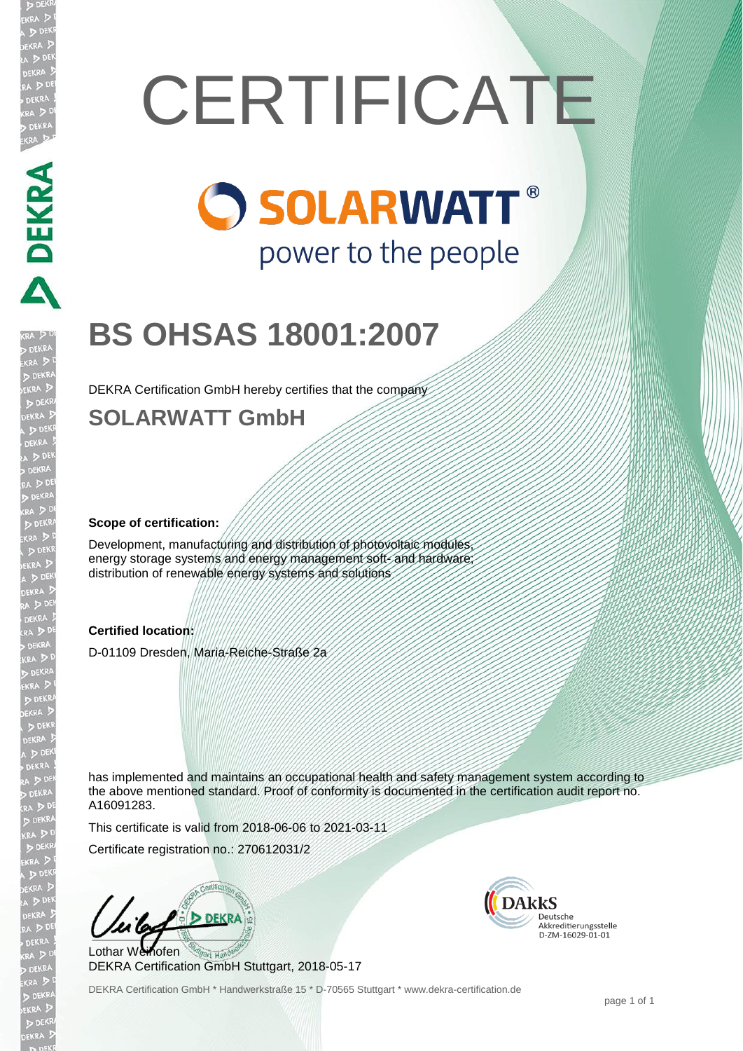# CERTIFICATE

**SOLARWATT®**
power to the people

## BS OHSAS 18001:2007

DEKRA Certification GmbH hereby certifies that the company

## SOLARWATT GmbH

**Scope of certification:**

Development, manufacturing and distribution of photovoltaic modules, energy storage systems and energy management soft- and hardware; distribution of renewable energy systems and solutions

**Certified location:**

D-01109 Dresden, Maria-Reiche-Straße 2a

has implemented and maintains an occupational health and safety management system according to the above mentioned standard. Proof of conformity is documented in the certification audit report no. A16091283.

This certificate is valid from 2018-06-06 to 2021-03-11

Certificate registration no.: 270612031/2

Lothar Weihofen
DEKRA Certification GmbH Stuttgart, 2018-05-17

DAkkS
Deutsche
Akkreditierungsstelle
D-ZM-16029-01-01

DEKRA Certification GmbH * Handwerkstraße 15 * D-70565 Stuttgart * www.dekra-certification.de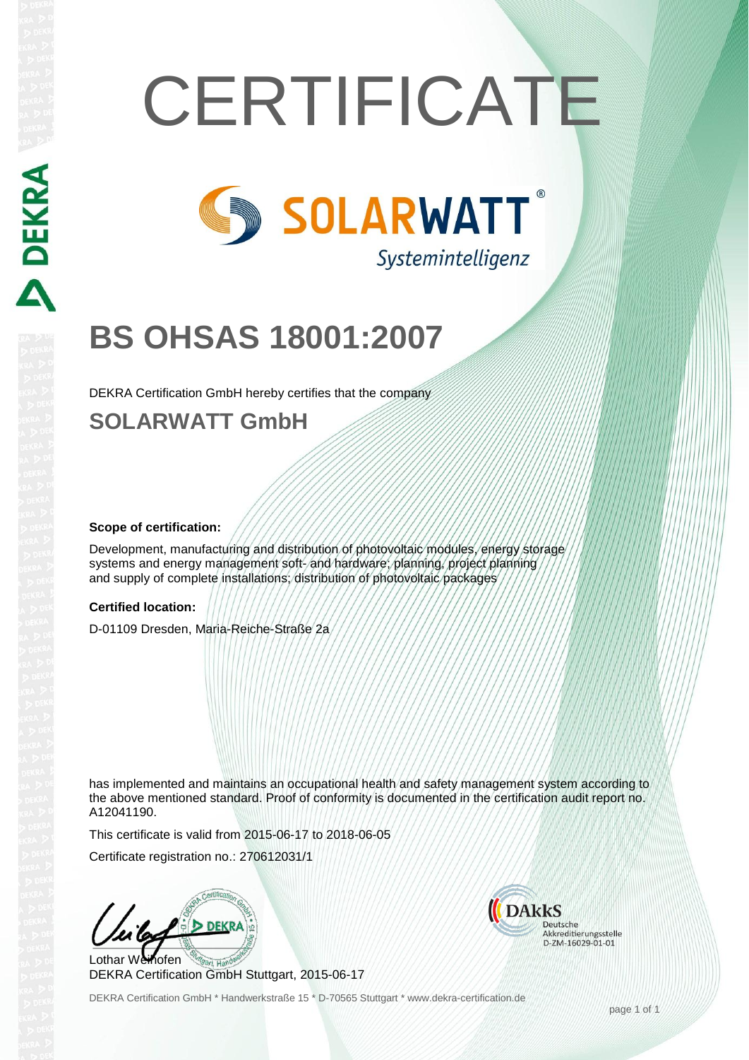# CERTIFICATE

SOLARWATT
Systemintelligenz

## BS OHSAS 18001:2007

DEKRA Certification GmbH hereby certifies that the company

## SOLARWATT GmbH

**Scope of certification:**

Development, manufacturing and distribution of photovoltaic modules, energy storage systems and energy management soft- and hardware; planning, project planning and supply of complete installations; distribution of photovoltaic packages

**Certified location:**

D-01109 Dresden, Maria-Reiche-Straße 2a

has implemented and maintains an occupational health and safety management system according to the above mentioned standard. Proof of conformity is documented in the certification audit report no. A12041190.

This certificate is valid from 2015-06-17 to 2018-06-05

Certificate registration no.: 270612031/1

Lothar Weihofen
DEKRA Certification GmbH Stuttgart, 2015-06-17

DAkkS
Deutsche Akkreditierungsstelle
D-ZM-16029-01-01

DEKRA Certification GmbH * Handwerkstraße 15 * D-70565 Stuttgart * www.dekra-certification.de